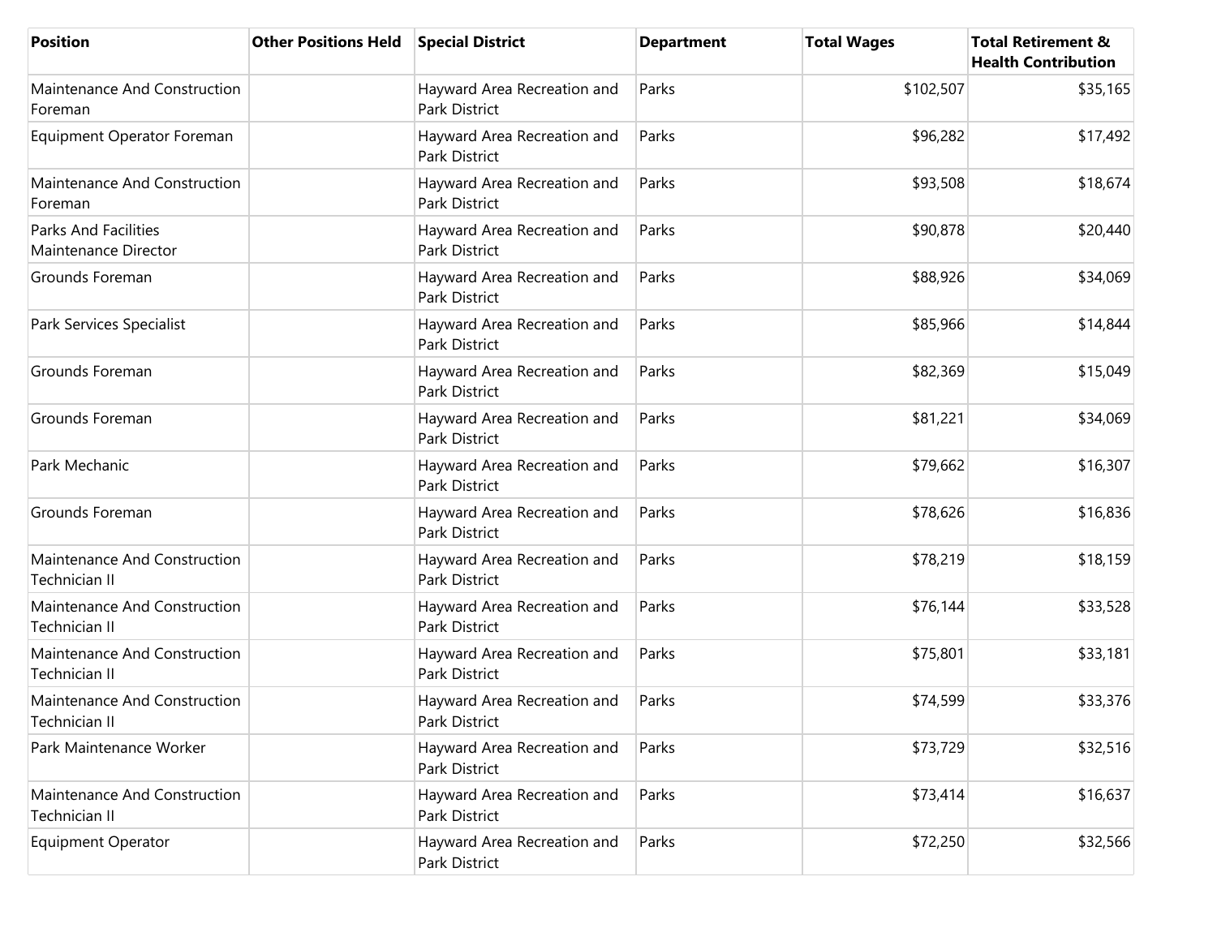| Position | Other Positions Held | Special District | Department | Total Wages | Total Retirement & Health Contribution |
|---|---|---|---|---|---|
| Maintenance And Construction Foreman | | Hayward Area Recreation and Park District | Parks | $102,507 | $35,165 |
| Equipment Operator Foreman | | Hayward Area Recreation and Park District | Parks | $96,282 | $17,492 |
| Maintenance And Construction Foreman | | Hayward Area Recreation and Park District | Parks | $93,508 | $18,674 |
| Parks And Facilities Maintenance Director | | Hayward Area Recreation and Park District | Parks | $90,878 | $20,440 |
| Grounds Foreman | | Hayward Area Recreation and Park District | Parks | $88,926 | $34,069 |
| Park Services Specialist | | Hayward Area Recreation and Park District | Parks | $85,966 | $14,844 |
| Grounds Foreman | | Hayward Area Recreation and Park District | Parks | $82,369 | $15,049 |
| Grounds Foreman | | Hayward Area Recreation and Park District | Parks | $81,221 | $34,069 |
| Park Mechanic | | Hayward Area Recreation and Park District | Parks | $79,662 | $16,307 |
| Grounds Foreman | | Hayward Area Recreation and Park District | Parks | $78,626 | $16,836 |
| Maintenance And Construction Technician II | | Hayward Area Recreation and Park District | Parks | $78,219 | $18,159 |
| Maintenance And Construction Technician II | | Hayward Area Recreation and Park District | Parks | $76,144 | $33,528 |
| Maintenance And Construction Technician II | | Hayward Area Recreation and Park District | Parks | $75,801 | $33,181 |
| Maintenance And Construction Technician II | | Hayward Area Recreation and Park District | Parks | $74,599 | $33,376 |
| Park Maintenance Worker | | Hayward Area Recreation and Park District | Parks | $73,729 | $32,516 |
| Maintenance And Construction Technician II | | Hayward Area Recreation and Park District | Parks | $73,414 | $16,637 |
| Equipment Operator | | Hayward Area Recreation and Park District | Parks | $72,250 | $32,566 |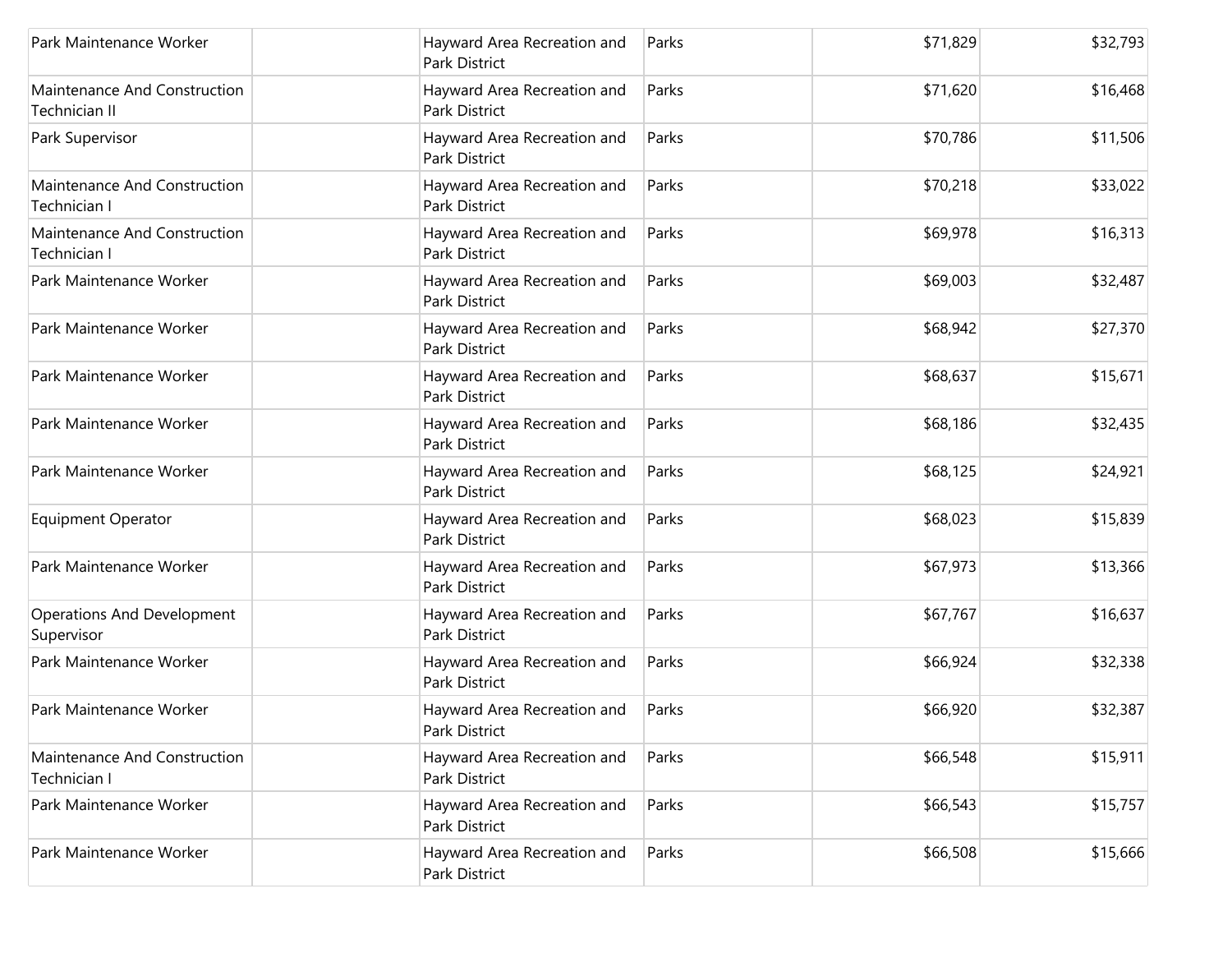| | | | | | |
|---|---|---|---|---|---|
| Park Maintenance Worker | | Hayward Area Recreation and Park District | Parks | $71,829 | $32,793 |
| Maintenance And Construction Technician II | | Hayward Area Recreation and Park District | Parks | $71,620 | $16,468 |
| Park Supervisor | | Hayward Area Recreation and Park District | Parks | $70,786 | $11,506 |
| Maintenance And Construction Technician I | | Hayward Area Recreation and Park District | Parks | $70,218 | $33,022 |
| Maintenance And Construction Technician I | | Hayward Area Recreation and Park District | Parks | $69,978 | $16,313 |
| Park Maintenance Worker | | Hayward Area Recreation and Park District | Parks | $69,003 | $32,487 |
| Park Maintenance Worker | | Hayward Area Recreation and Park District | Parks | $68,942 | $27,370 |
| Park Maintenance Worker | | Hayward Area Recreation and Park District | Parks | $68,637 | $15,671 |
| Park Maintenance Worker | | Hayward Area Recreation and Park District | Parks | $68,186 | $32,435 |
| Park Maintenance Worker | | Hayward Area Recreation and Park District | Parks | $68,125 | $24,921 |
| Equipment Operator | | Hayward Area Recreation and Park District | Parks | $68,023 | $15,839 |
| Park Maintenance Worker | | Hayward Area Recreation and Park District | Parks | $67,973 | $13,366 |
| Operations And Development Supervisor | | Hayward Area Recreation and Park District | Parks | $67,767 | $16,637 |
| Park Maintenance Worker | | Hayward Area Recreation and Park District | Parks | $66,924 | $32,338 |
| Park Maintenance Worker | | Hayward Area Recreation and Park District | Parks | $66,920 | $32,387 |
| Maintenance And Construction Technician I | | Hayward Area Recreation and Park District | Parks | $66,548 | $15,911 |
| Park Maintenance Worker | | Hayward Area Recreation and Park District | Parks | $66,543 | $15,757 |
| Park Maintenance Worker | | Hayward Area Recreation and Park District | Parks | $66,508 | $15,666 |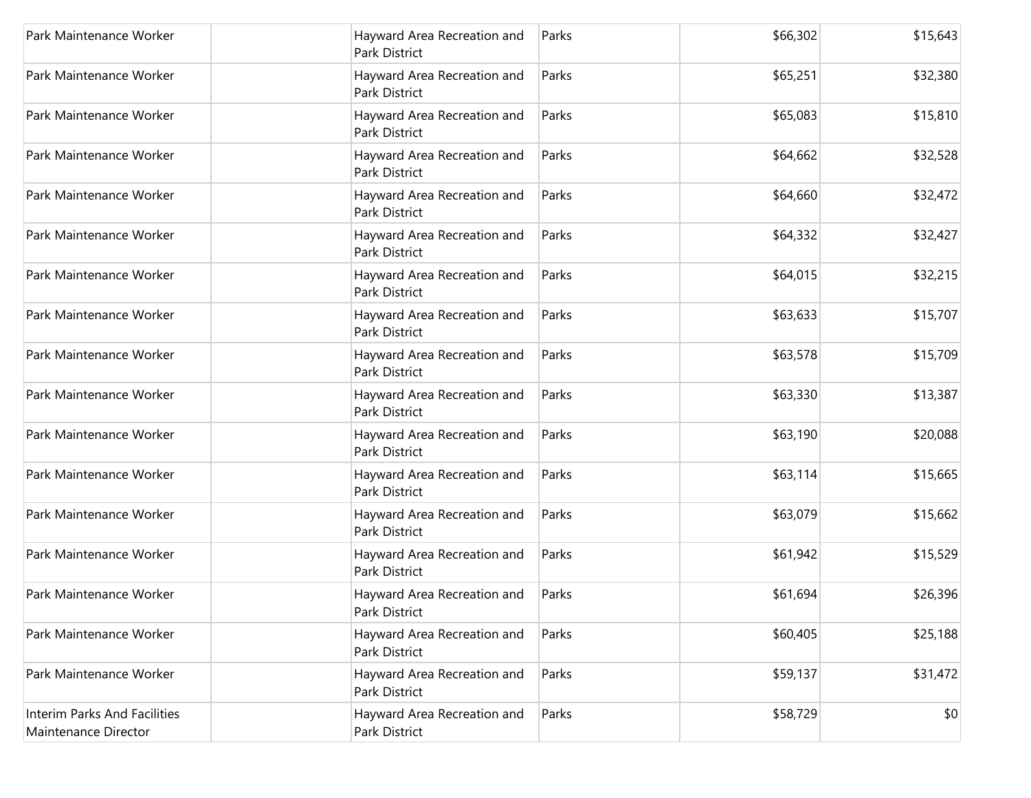| | | | | | |
|---|---|---|---|---|---|
| Park Maintenance Worker | | Hayward Area Recreation and Park District | Parks | $66,302 | $15,643 |
| Park Maintenance Worker | | Hayward Area Recreation and Park District | Parks | $65,251 | $32,380 |
| Park Maintenance Worker | | Hayward Area Recreation and Park District | Parks | $65,083 | $15,810 |
| Park Maintenance Worker | | Hayward Area Recreation and Park District | Parks | $64,662 | $32,528 |
| Park Maintenance Worker | | Hayward Area Recreation and Park District | Parks | $64,660 | $32,472 |
| Park Maintenance Worker | | Hayward Area Recreation and Park District | Parks | $64,332 | $32,427 |
| Park Maintenance Worker | | Hayward Area Recreation and Park District | Parks | $64,015 | $32,215 |
| Park Maintenance Worker | | Hayward Area Recreation and Park District | Parks | $63,633 | $15,707 |
| Park Maintenance Worker | | Hayward Area Recreation and Park District | Parks | $63,578 | $15,709 |
| Park Maintenance Worker | | Hayward Area Recreation and Park District | Parks | $63,330 | $13,387 |
| Park Maintenance Worker | | Hayward Area Recreation and Park District | Parks | $63,190 | $20,088 |
| Park Maintenance Worker | | Hayward Area Recreation and Park District | Parks | $63,114 | $15,665 |
| Park Maintenance Worker | | Hayward Area Recreation and Park District | Parks | $63,079 | $15,662 |
| Park Maintenance Worker | | Hayward Area Recreation and Park District | Parks | $61,942 | $15,529 |
| Park Maintenance Worker | | Hayward Area Recreation and Park District | Parks | $61,694 | $26,396 |
| Park Maintenance Worker | | Hayward Area Recreation and Park District | Parks | $60,405 | $25,188 |
| Park Maintenance Worker | | Hayward Area Recreation and Park District | Parks | $59,137 | $31,472 |
| Interim Parks And Facilities Maintenance Director | | Hayward Area Recreation and Park District | Parks | $58,729 | $0 |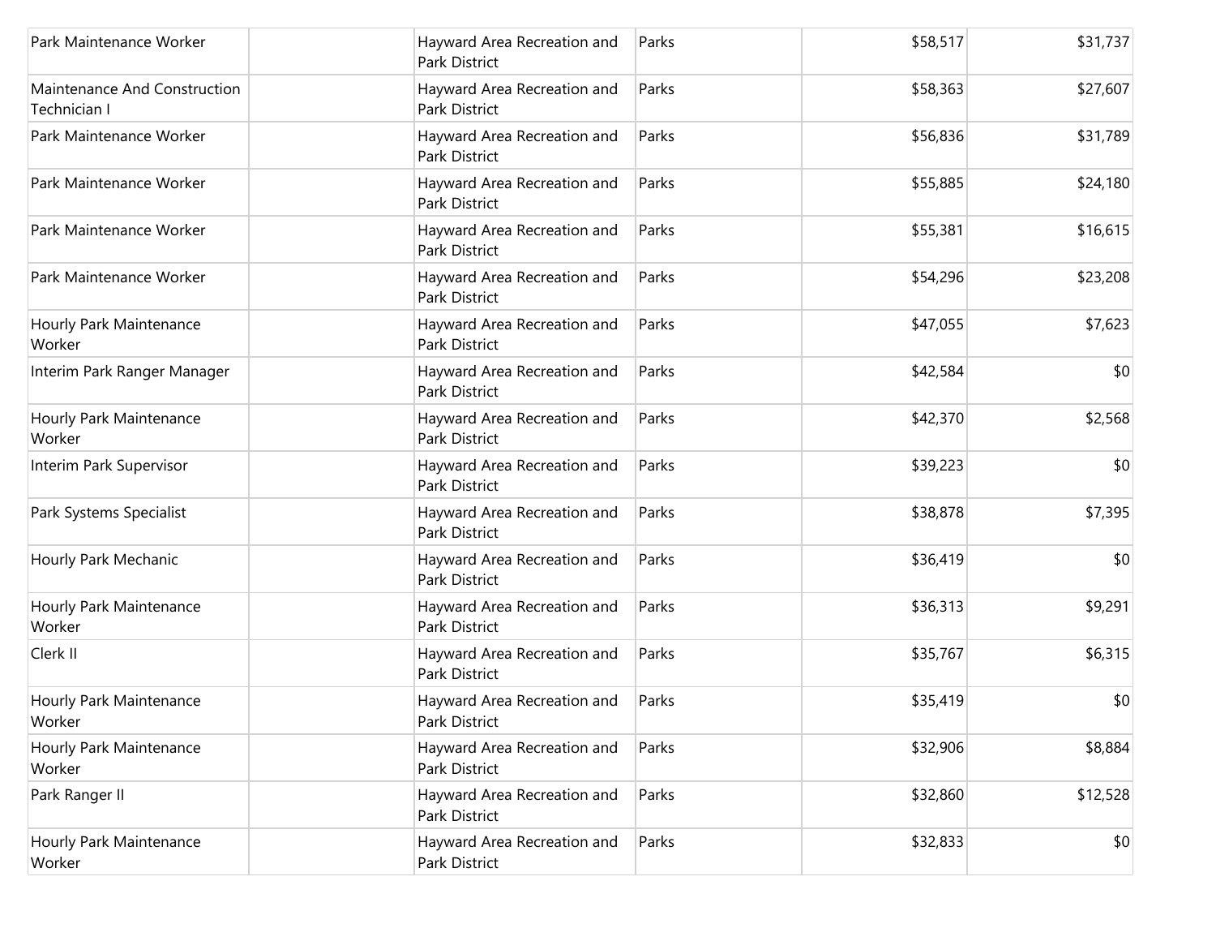| | | | | | |
|---|---|---|---|---|---|
| Park Maintenance Worker | | Hayward Area Recreation and Park District | Parks | $58,517 | $31,737 |
| Maintenance And Construction Technician I | | Hayward Area Recreation and Park District | Parks | $58,363 | $27,607 |
| Park Maintenance Worker | | Hayward Area Recreation and Park District | Parks | $56,836 | $31,789 |
| Park Maintenance Worker | | Hayward Area Recreation and Park District | Parks | $55,885 | $24,180 |
| Park Maintenance Worker | | Hayward Area Recreation and Park District | Parks | $55,381 | $16,615 |
| Park Maintenance Worker | | Hayward Area Recreation and Park District | Parks | $54,296 | $23,208 |
| Hourly Park Maintenance Worker | | Hayward Area Recreation and Park District | Parks | $47,055 | $7,623 |
| Interim Park Ranger Manager | | Hayward Area Recreation and Park District | Parks | $42,584 | $0 |
| Hourly Park Maintenance Worker | | Hayward Area Recreation and Park District | Parks | $42,370 | $2,568 |
| Interim Park Supervisor | | Hayward Area Recreation and Park District | Parks | $39,223 | $0 |
| Park Systems Specialist | | Hayward Area Recreation and Park District | Parks | $38,878 | $7,395 |
| Hourly Park Mechanic | | Hayward Area Recreation and Park District | Parks | $36,419 | $0 |
| Hourly Park Maintenance Worker | | Hayward Area Recreation and Park District | Parks | $36,313 | $9,291 |
| Clerk II | | Hayward Area Recreation and Park District | Parks | $35,767 | $6,315 |
| Hourly Park Maintenance Worker | | Hayward Area Recreation and Park District | Parks | $35,419 | $0 |
| Hourly Park Maintenance Worker | | Hayward Area Recreation and Park District | Parks | $32,906 | $8,884 |
| Park Ranger II | | Hayward Area Recreation and Park District | Parks | $32,860 | $12,528 |
| Hourly Park Maintenance Worker | | Hayward Area Recreation and Park District | Parks | $32,833 | $0 |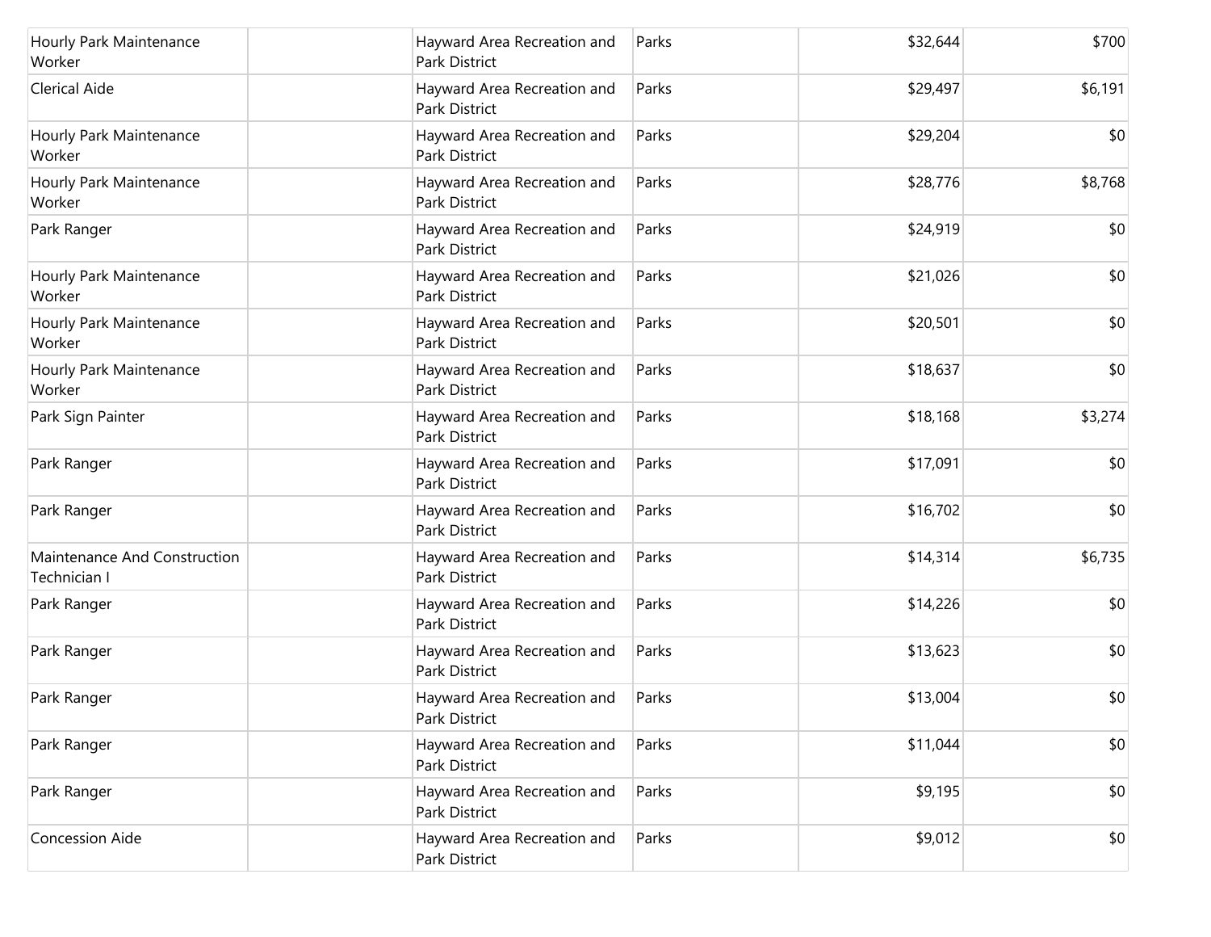| | | | | | |
|---|---|---|---|---|---|
| Hourly Park Maintenance Worker | | Hayward Area Recreation and Park District | Parks | $32,644 | $700 |
| Clerical Aide | | Hayward Area Recreation and Park District | Parks | $29,497 | $6,191 |
| Hourly Park Maintenance Worker | | Hayward Area Recreation and Park District | Parks | $29,204 | $0 |
| Hourly Park Maintenance Worker | | Hayward Area Recreation and Park District | Parks | $28,776 | $8,768 |
| Park Ranger | | Hayward Area Recreation and Park District | Parks | $24,919 | $0 |
| Hourly Park Maintenance Worker | | Hayward Area Recreation and Park District | Parks | $21,026 | $0 |
| Hourly Park Maintenance Worker | | Hayward Area Recreation and Park District | Parks | $20,501 | $0 |
| Hourly Park Maintenance Worker | | Hayward Area Recreation and Park District | Parks | $18,637 | $0 |
| Park Sign Painter | | Hayward Area Recreation and Park District | Parks | $18,168 | $3,274 |
| Park Ranger | | Hayward Area Recreation and Park District | Parks | $17,091 | $0 |
| Park Ranger | | Hayward Area Recreation and Park District | Parks | $16,702 | $0 |
| Maintenance And Construction Technician I | | Hayward Area Recreation and Park District | Parks | $14,314 | $6,735 |
| Park Ranger | | Hayward Area Recreation and Park District | Parks | $14,226 | $0 |
| Park Ranger | | Hayward Area Recreation and Park District | Parks | $13,623 | $0 |
| Park Ranger | | Hayward Area Recreation and Park District | Parks | $13,004 | $0 |
| Park Ranger | | Hayward Area Recreation and Park District | Parks | $11,044 | $0 |
| Park Ranger | | Hayward Area Recreation and Park District | Parks | $9,195 | $0 |
| Concession Aide | | Hayward Area Recreation and Park District | Parks | $9,012 | $0 |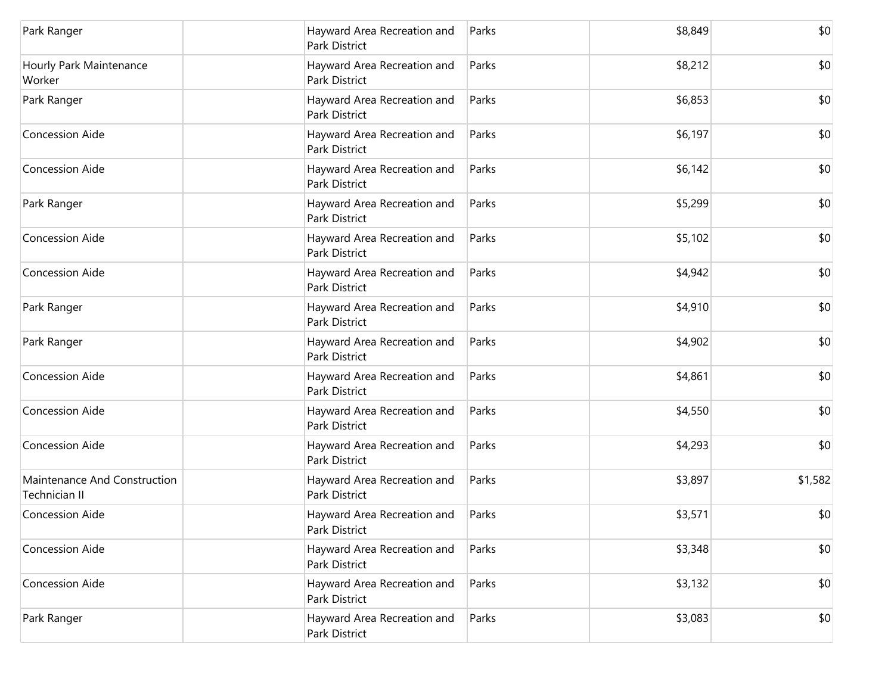| | | | | | |
|---|---|---|---|---|---|
| Park Ranger | | Hayward Area Recreation and Park District | Parks | $8,849 | $0 |
| Hourly Park Maintenance Worker | | Hayward Area Recreation and Park District | Parks | $8,212 | $0 |
| Park Ranger | | Hayward Area Recreation and Park District | Parks | $6,853 | $0 |
| Concession Aide | | Hayward Area Recreation and Park District | Parks | $6,197 | $0 |
| Concession Aide | | Hayward Area Recreation and Park District | Parks | $6,142 | $0 |
| Park Ranger | | Hayward Area Recreation and Park District | Parks | $5,299 | $0 |
| Concession Aide | | Hayward Area Recreation and Park District | Parks | $5,102 | $0 |
| Concession Aide | | Hayward Area Recreation and Park District | Parks | $4,942 | $0 |
| Park Ranger | | Hayward Area Recreation and Park District | Parks | $4,910 | $0 |
| Park Ranger | | Hayward Area Recreation and Park District | Parks | $4,902 | $0 |
| Concession Aide | | Hayward Area Recreation and Park District | Parks | $4,861 | $0 |
| Concession Aide | | Hayward Area Recreation and Park District | Parks | $4,550 | $0 |
| Concession Aide | | Hayward Area Recreation and Park District | Parks | $4,293 | $0 |
| Maintenance And Construction Technician II | | Hayward Area Recreation and Park District | Parks | $3,897 | $1,582 |
| Concession Aide | | Hayward Area Recreation and Park District | Parks | $3,571 | $0 |
| Concession Aide | | Hayward Area Recreation and Park District | Parks | $3,348 | $0 |
| Concession Aide | | Hayward Area Recreation and Park District | Parks | $3,132 | $0 |
| Park Ranger | | Hayward Area Recreation and Park District | Parks | $3,083 | $0 |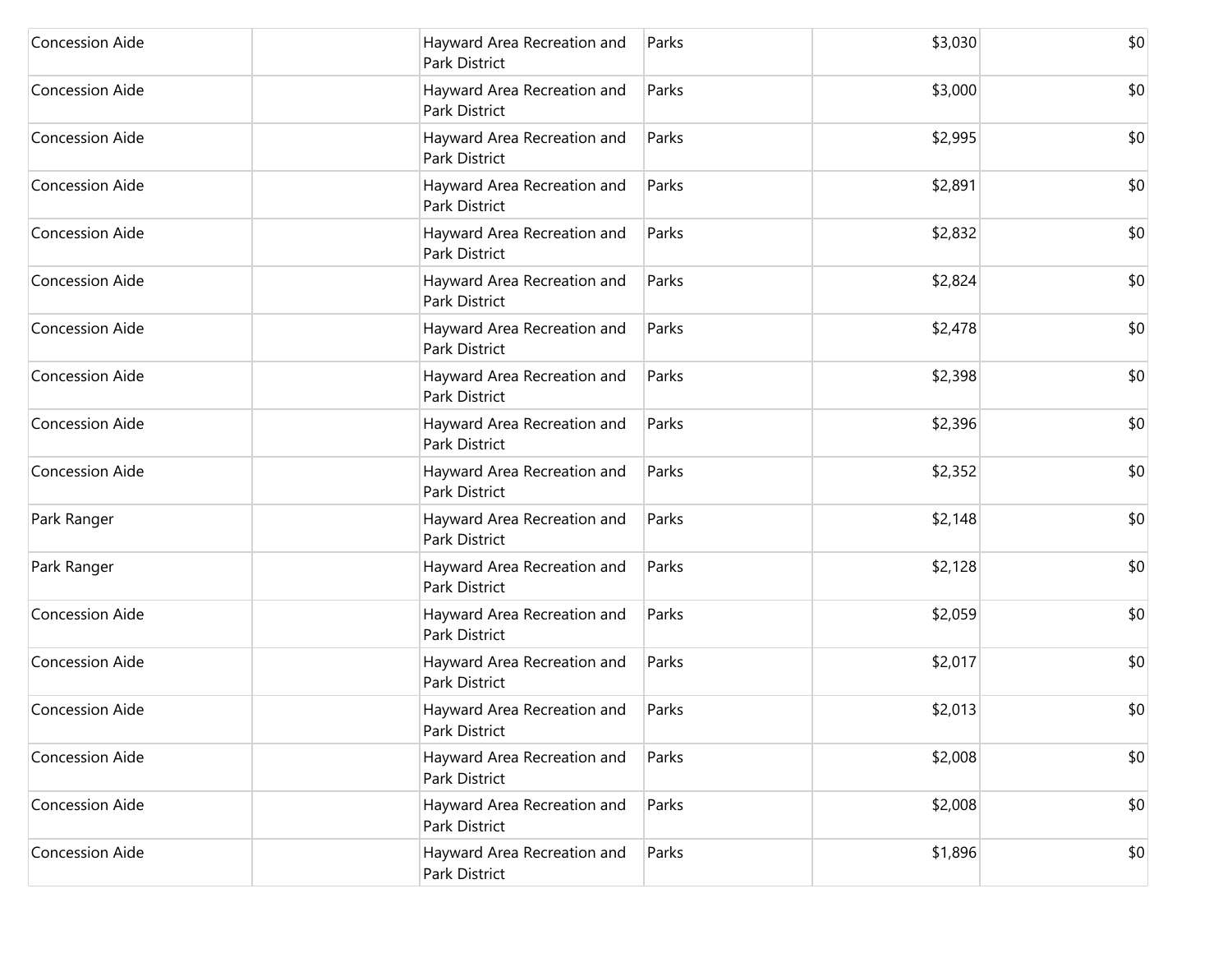| | | | | | |
|---|---|---|---|---|---|
| Concession Aide | | Hayward Area Recreation and Park District | Parks | $3,030 | $0 |
| Concession Aide | | Hayward Area Recreation and Park District | Parks | $3,000 | $0 |
| Concession Aide | | Hayward Area Recreation and Park District | Parks | $2,995 | $0 |
| Concession Aide | | Hayward Area Recreation and Park District | Parks | $2,891 | $0 |
| Concession Aide | | Hayward Area Recreation and Park District | Parks | $2,832 | $0 |
| Concession Aide | | Hayward Area Recreation and Park District | Parks | $2,824 | $0 |
| Concession Aide | | Hayward Area Recreation and Park District | Parks | $2,478 | $0 |
| Concession Aide | | Hayward Area Recreation and Park District | Parks | $2,398 | $0 |
| Concession Aide | | Hayward Area Recreation and Park District | Parks | $2,396 | $0 |
| Concession Aide | | Hayward Area Recreation and Park District | Parks | $2,352 | $0 |
| Park Ranger | | Hayward Area Recreation and Park District | Parks | $2,148 | $0 |
| Park Ranger | | Hayward Area Recreation and Park District | Parks | $2,128 | $0 |
| Concession Aide | | Hayward Area Recreation and Park District | Parks | $2,059 | $0 |
| Concession Aide | | Hayward Area Recreation and Park District | Parks | $2,017 | $0 |
| Concession Aide | | Hayward Area Recreation and Park District | Parks | $2,013 | $0 |
| Concession Aide | | Hayward Area Recreation and Park District | Parks | $2,008 | $0 |
| Concession Aide | | Hayward Area Recreation and Park District | Parks | $2,008 | $0 |
| Concession Aide | | Hayward Area Recreation and Park District | Parks | $1,896 | $0 |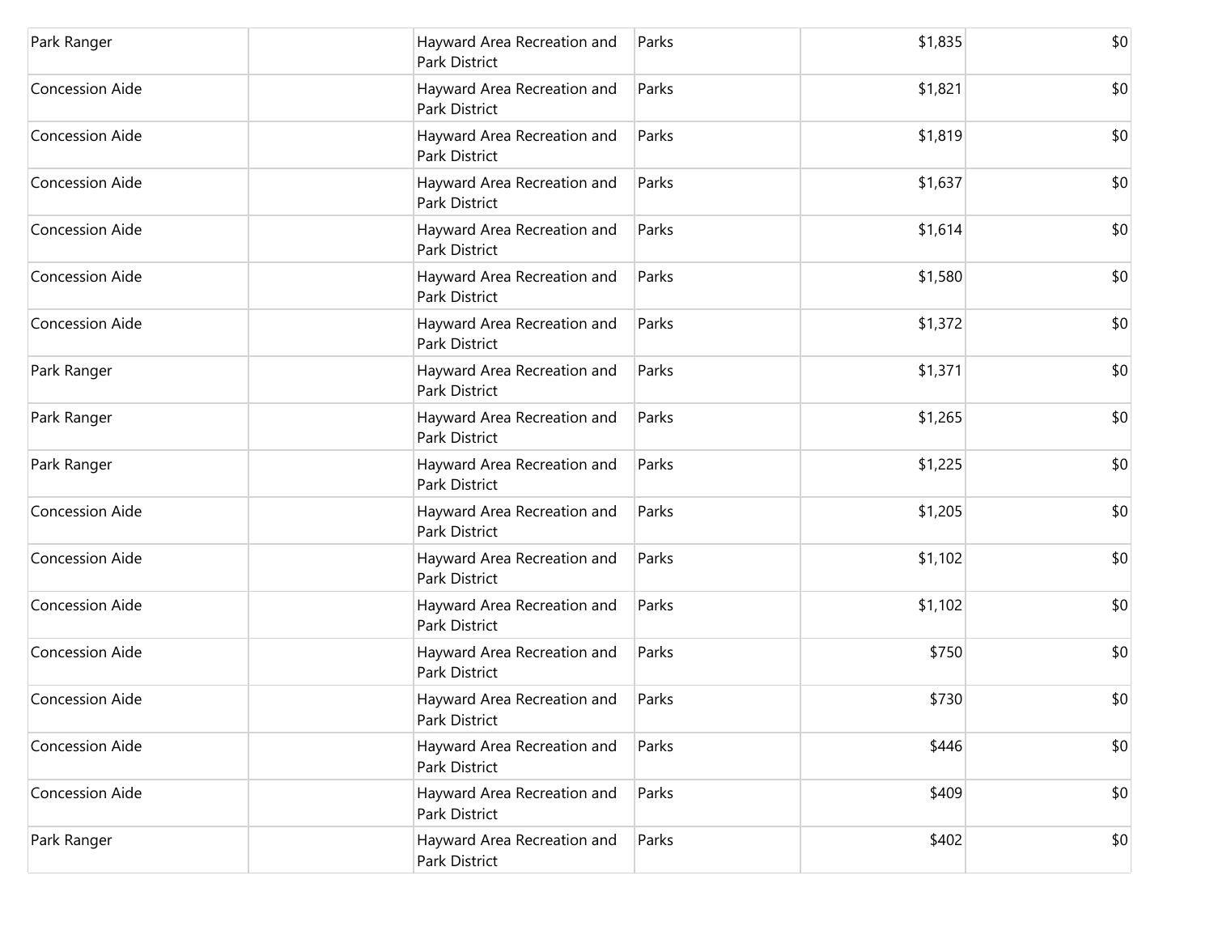| | | | | | |
|---|---|---|---|---|---|
| Park Ranger | | Hayward Area Recreation and Park District | Parks | $1,835 | $0 |
| Concession Aide | | Hayward Area Recreation and Park District | Parks | $1,821 | $0 |
| Concession Aide | | Hayward Area Recreation and Park District | Parks | $1,819 | $0 |
| Concession Aide | | Hayward Area Recreation and Park District | Parks | $1,637 | $0 |
| Concession Aide | | Hayward Area Recreation and Park District | Parks | $1,614 | $0 |
| Concession Aide | | Hayward Area Recreation and Park District | Parks | $1,580 | $0 |
| Concession Aide | | Hayward Area Recreation and Park District | Parks | $1,372 | $0 |
| Park Ranger | | Hayward Area Recreation and Park District | Parks | $1,371 | $0 |
| Park Ranger | | Hayward Area Recreation and Park District | Parks | $1,265 | $0 |
| Park Ranger | | Hayward Area Recreation and Park District | Parks | $1,225 | $0 |
| Concession Aide | | Hayward Area Recreation and Park District | Parks | $1,205 | $0 |
| Concession Aide | | Hayward Area Recreation and Park District | Parks | $1,102 | $0 |
| Concession Aide | | Hayward Area Recreation and Park District | Parks | $1,102 | $0 |
| Concession Aide | | Hayward Area Recreation and Park District | Parks | $750 | $0 |
| Concession Aide | | Hayward Area Recreation and Park District | Parks | $730 | $0 |
| Concession Aide | | Hayward Area Recreation and Park District | Parks | $446 | $0 |
| Concession Aide | | Hayward Area Recreation and Park District | Parks | $409 | $0 |
| Park Ranger | | Hayward Area Recreation and Park District | Parks | $402 | $0 |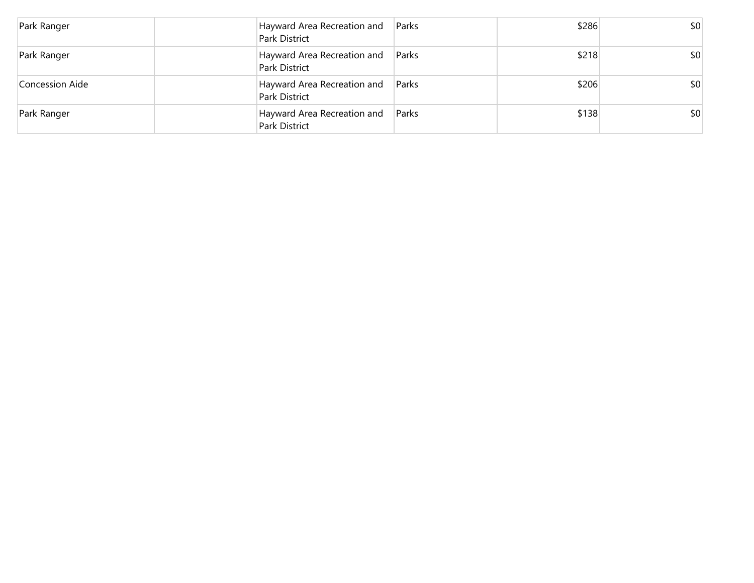| | | | | | |
|---|---|---|---|---|---|
| Park Ranger | | Hayward Area Recreation and Park District | Parks | $286 | $0 |
| Park Ranger | | Hayward Area Recreation and Park District | Parks | $218 | $0 |
| Concession Aide | | Hayward Area Recreation and Park District | Parks | $206 | $0 |
| Park Ranger | | Hayward Area Recreation and Park District | Parks | $138 | $0 |